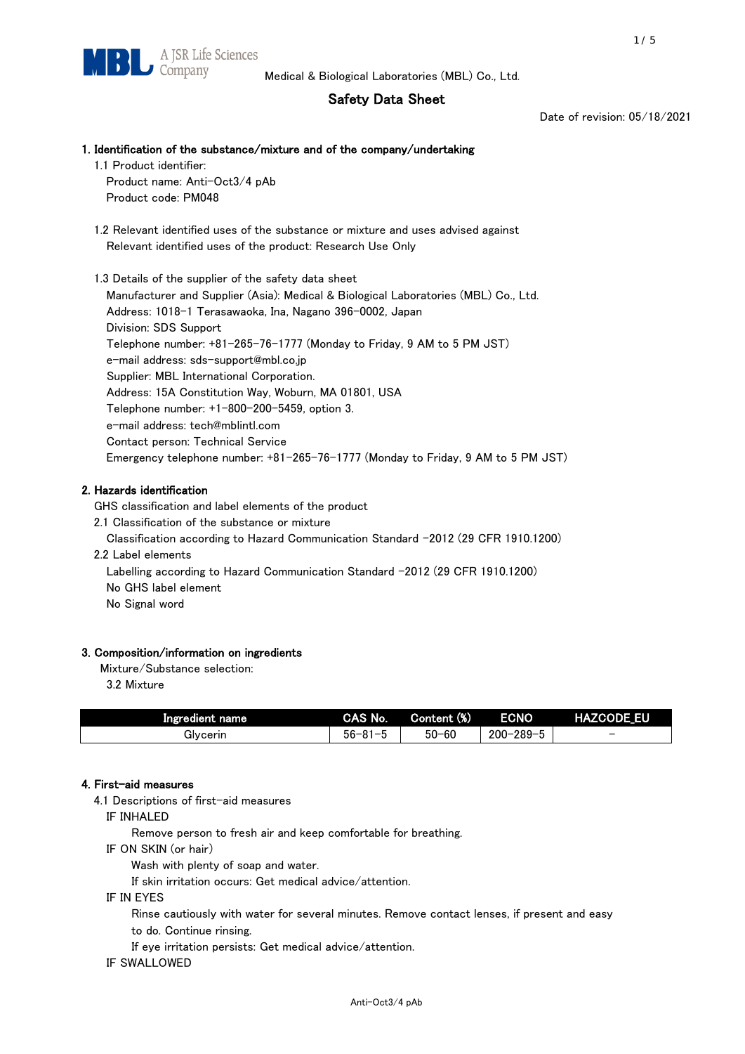Medical & Biological Laboratories (MBL) Co., Ltd.

# Safety Data Sheet

Date of revision: 05/18/2021

## 1. Identification of the substance/mixture and of the company/undertaking

1.1 Product identifier:

Product name: Anti-Oct3/4 pAb

Product code: PM048

1.2 Relevant identified uses of the substance or mixture and uses advised against

Relevant identified uses of the product: Research Use Only

1.3 Details of the supplier of the safety data sheet

Manufacturer and Supplier (Asia): Medical & Biological Laboratories (MBL) Co., Ltd.

Address: 1018-1 Terasawaoka, Ina, Nagano 396-0002, Japan

Division: SDS Support

Telephone number: +81-265-76-1777 (Monday to Friday, 9 AM to 5 PM JST)

e-mail address: sds-support@mbl.co.jp

Supplier: MBL International Corporation.

Address: 15A Constitution Way, Woburn, MA 01801, USA

Telephone number: +1-800-200-5459, option 3.

e-mail address: tech@mblintl.com

Contact person: Technical Service

Emergency telephone number: +81-265-76-1777 (Monday to Friday, 9 AM to 5 PM JST)

## 2. Hazards identification

GHS classification and label elements of the product

2.1 Classification of the substance or mixture

Classification according to Hazard Communication Standard -2012 (29 CFR 1910.1200)

2.2 Label elements

Labelling according to Hazard Communication Standard -2012 (29 CFR 1910.1200)

No GHS label element

No Signal word

## 3. Composition/information on ingredients

Mixture/Substance selection:

3.2 Mixture

| Ingredient name | CAS No. | Content (%) | ECNO | HAZCODE_EU |
|---|---|---|---|---|
| Glycerin | 56-81-5 | 50-60 | 200-289-5 | - |

## 4. First-aid measures

4.1 Descriptions of first-aid measures

IF INHALED

Remove person to fresh air and keep comfortable for breathing.

IF ON SKIN (or hair)

Wash with plenty of soap and water.

If skin irritation occurs: Get medical advice/attention.

IF IN EYES

Rinse cautiously with water for several minutes. Remove contact lenses, if present and easy to do. Continue rinsing.

If eye irritation persists: Get medical advice/attention.

IF SWALLOWED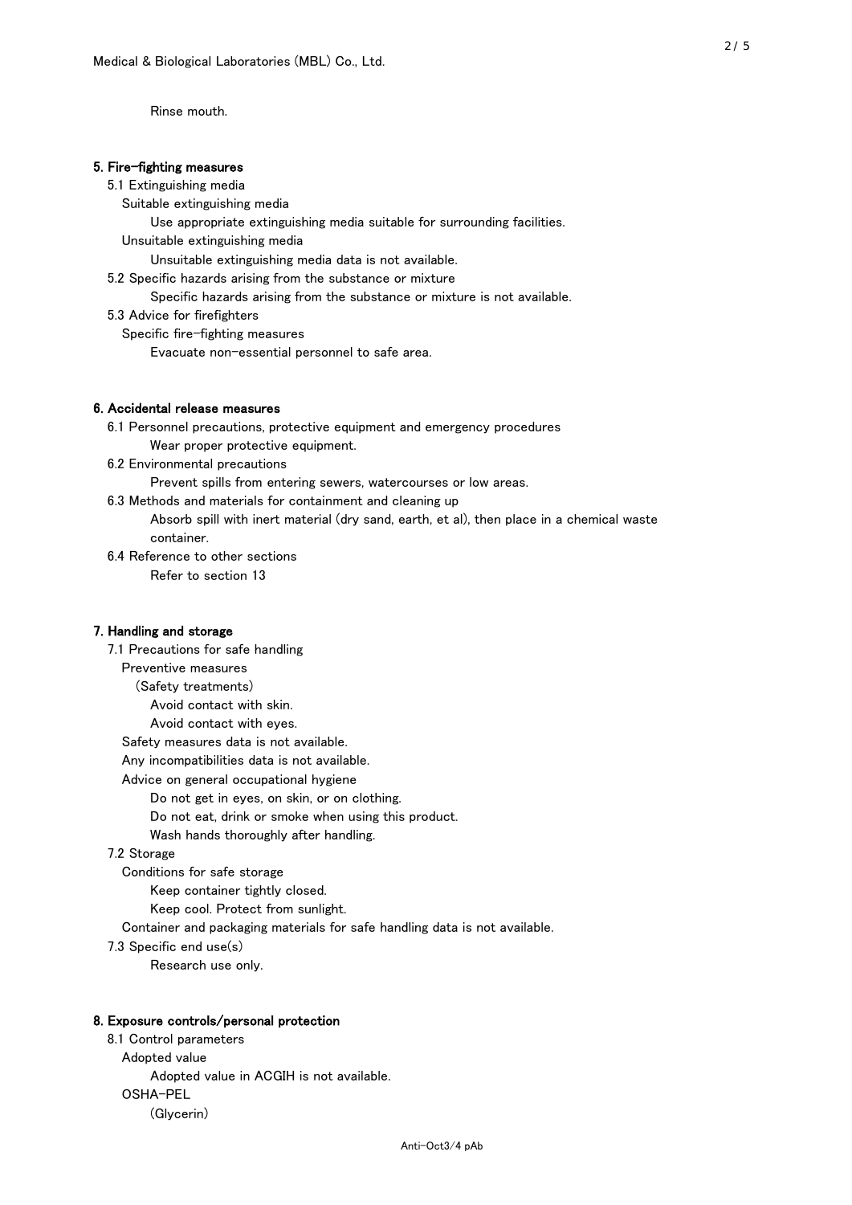Rinse mouth.

## 5. Fire-fighting measures

5.1 Extinguishing media

Suitable extinguishing media

Use appropriate extinguishing media suitable for surrounding facilities.

Unsuitable extinguishing media

Unsuitable extinguishing media data is not available.

5.2 Specific hazards arising from the substance or mixture

Specific hazards arising from the substance or mixture is not available.

5.3 Advice for firefighters

Specific fire-fighting measures

Evacuate non-essential personnel to safe area.

## 6. Accidental release measures

6.1 Personnel precautions, protective equipment and emergency procedures

Wear proper protective equipment.

6.2 Environmental precautions

Prevent spills from entering sewers, watercourses or low areas.

6.3 Methods and materials for containment and cleaning up

Absorb spill with inert material (dry sand, earth, et al), then place in a chemical waste container.

6.4 Reference to other sections

Refer to section 13

## 7. Handling and storage

7.1 Precautions for safe handling

Preventive measures

(Safety treatments)

Avoid contact with skin.

Avoid contact with eyes.

Safety measures data is not available.

Any incompatibilities data is not available.

Advice on general occupational hygiene

Do not get in eyes, on skin, or on clothing.

Do not eat, drink or smoke when using this product.

Wash hands thoroughly after handling.

7.2 Storage

Conditions for safe storage

Keep container tightly closed.

Keep cool. Protect from sunlight.

Container and packaging materials for safe handling data is not available.

7.3 Specific end use(s)

Research use only.

## 8. Exposure controls/personal protection

8.1 Control parameters

Adopted value

Adopted value in ACGIH is not available.

OSHA-PEL

(Glycerin)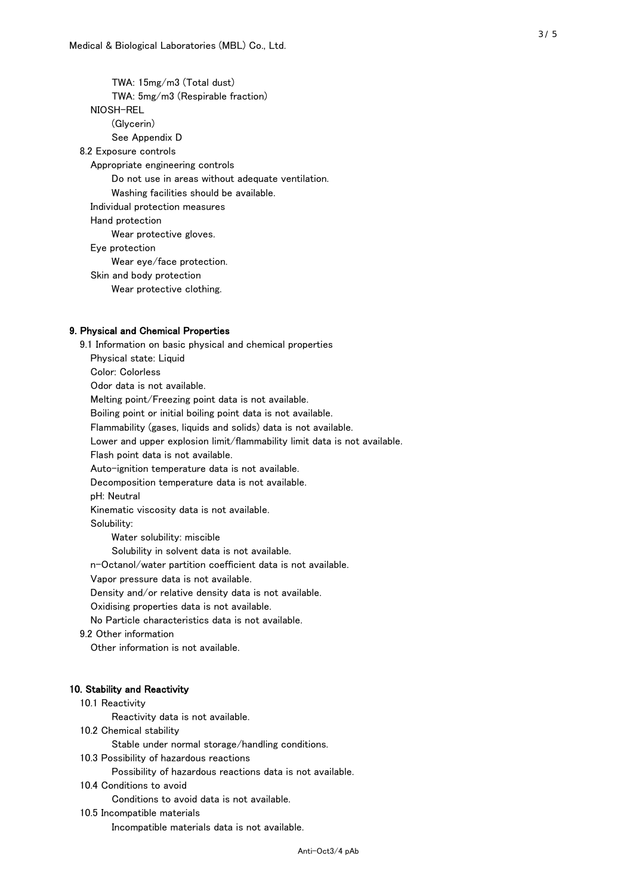TWA: 15mg/m3 (Total dust)

TWA: 5mg/m3 (Respirable fraction)

NIOSH-REL

(Glycerin)

See Appendix D

8.2 Exposure controls

Appropriate engineering controls

Do not use in areas without adequate ventilation.

Washing facilities should be available.

Individual protection measures

Hand protection

Wear protective gloves.

Eye protection

Wear eye/face protection.

Skin and body protection

Wear protective clothing.

## 9. Physical and Chemical Properties

9.1 Information on basic physical and chemical properties

Physical state: Liquid

Color: Colorless

Odor data is not available.

Melting point/Freezing point data is not available.

Boiling point or initial boiling point data is not available.

Flammability (gases, liquids and solids) data is not available.

Lower and upper explosion limit/flammability limit data is not available.

Flash point data is not available.

Auto-ignition temperature data is not available.

Decomposition temperature data is not available.

pH: Neutral

Kinematic viscosity data is not available.

Solubility:

Water solubility: miscible

Solubility in solvent data is not available.

n-Octanol/water partition coefficient data is not available.

Vapor pressure data is not available.

Density and/or relative density data is not available.

Oxidising properties data is not available.

No Particle characteristics data is not available.

9.2 Other information

Other information is not available.

## 10. Stability and Reactivity

10.1 Reactivity

Reactivity data is not available.

10.2 Chemical stability

Stable under normal storage/handling conditions.

10.3 Possibility of hazardous reactions

Possibility of hazardous reactions data is not available.

10.4 Conditions to avoid

Conditions to avoid data is not available.

10.5 Incompatible materials

Incompatible materials data is not available.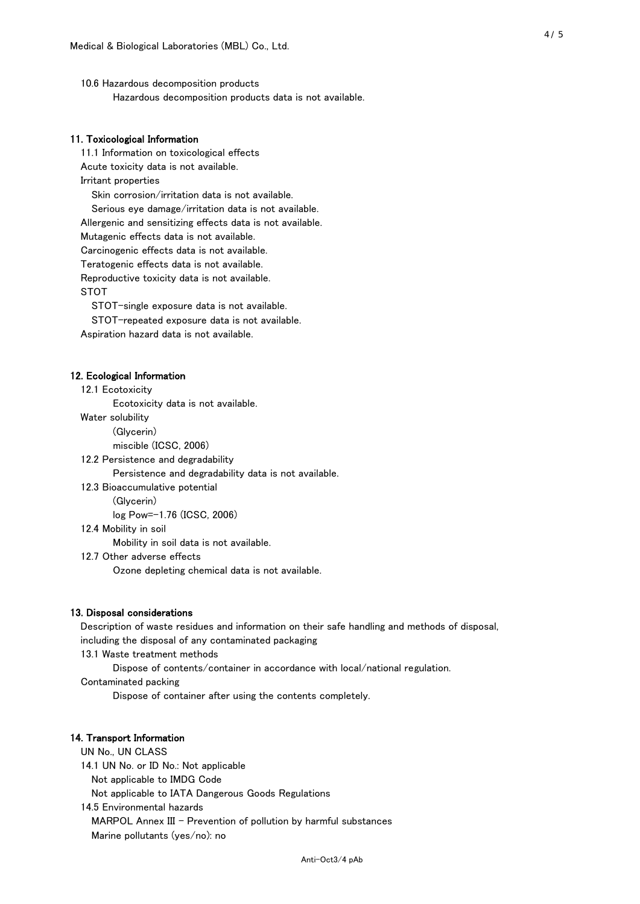10.6 Hazardous decomposition products

Hazardous decomposition products data is not available.

## 11. Toxicological Information

11.1 Information on toxicological effects

Acute toxicity data is not available.

Irritant properties

Skin corrosion/irritation data is not available.

Serious eye damage/irritation data is not available.

Allergenic and sensitizing effects data is not available.

Mutagenic effects data is not available.

Carcinogenic effects data is not available.

Teratogenic effects data is not available.

Reproductive toxicity data is not available.

STOT

STOT-single exposure data is not available.

STOT-repeated exposure data is not available.

Aspiration hazard data is not available.

## 12. Ecological Information

12.1 Ecotoxicity

Ecotoxicity data is not available.

Water solubility

(Glycerin)

miscible (ICSC, 2006)

12.2 Persistence and degradability

Persistence and degradability data is not available.

12.3 Bioaccumulative potential

(Glycerin)

log Pow=-1.76 (ICSC, 2006)

12.4 Mobility in soil

Mobility in soil data is not available.

12.7 Other adverse effects

Ozone depleting chemical data is not available.

## 13. Disposal considerations

Description of waste residues and information on their safe handling and methods of disposal, including the disposal of any contaminated packaging

13.1 Waste treatment methods

Dispose of contents/container in accordance with local/national regulation.

Contaminated packing

Dispose of container after using the contents completely.

## 14. Transport Information

UN No., UN CLASS

14.1 UN No. or ID No.: Not applicable

Not applicable to IMDG Code

Not applicable to IATA Dangerous Goods Regulations

14.5 Environmental hazards

MARPOL Annex III - Prevention of pollution by harmful substances

Marine pollutants (yes/no): no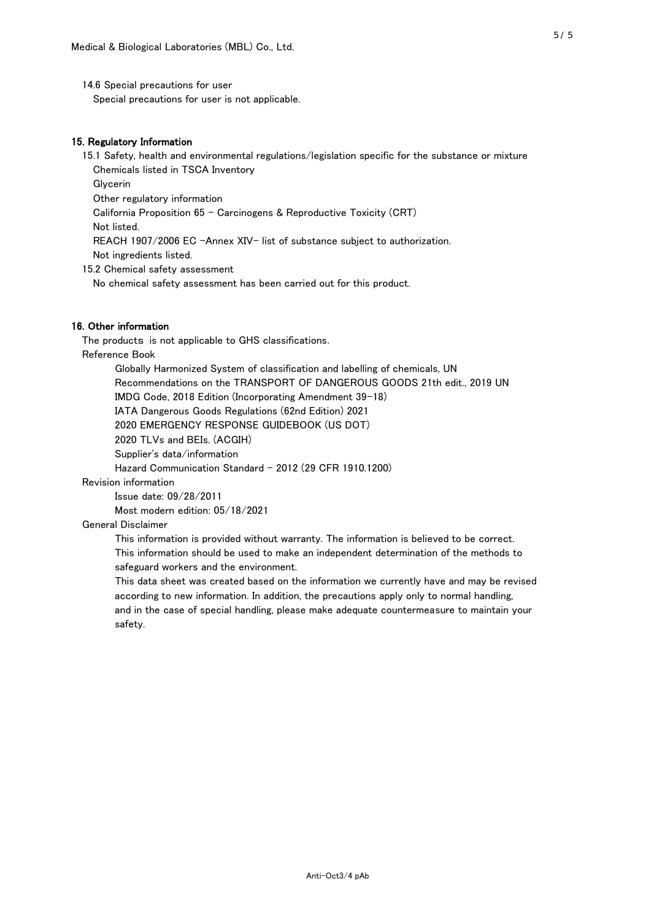14.6 Special precautions for user

Special precautions for user is not applicable.

## 15. Regulatory Information

15.1 Safety, health and environmental regulations/legislation specific for the substance or mixture

Chemicals listed in TSCA Inventory

Glycerin

Other regulatory information

California Proposition 65 - Carcinogens & Reproductive Toxicity (CRT)

Not listed.

REACH 1907/2006 EC -Annex XIV- list of substance subject to authorization.

Not ingredients listed.

15.2 Chemical safety assessment

No chemical safety assessment has been carried out for this product.

## 16. Other information

The products is not applicable to GHS classifications.

Reference Book

- Globally Harmonized System of classification and labelling of chemicals, UN
- Recommendations on the TRANSPORT OF DANGEROUS GOODS 21th edit., 2019 UN
- IMDG Code, 2018 Edition (Incorporating Amendment 39-18)
- IATA Dangerous Goods Regulations (62nd Edition) 2021
- 2020 EMERGENCY RESPONSE GUIDEBOOK (US DOT)
- 2020 TLVs and BEIs. (ACGIH)
- Supplier's data/information
- Hazard Communication Standard - 2012 (29 CFR 1910.1200)

Revision information

- Issue date: 09/28/2011
- Most modern edition: 05/18/2021

General Disclaimer

This information is provided without warranty. The information is believed to be correct. This information should be used to make an independent determination of the methods to safeguard workers and the environment.

This data sheet was created based on the information we currently have and may be revised according to new information. In addition, the precautions apply only to normal handling, and in the case of special handling, please make adequate countermeasure to maintain your safety.